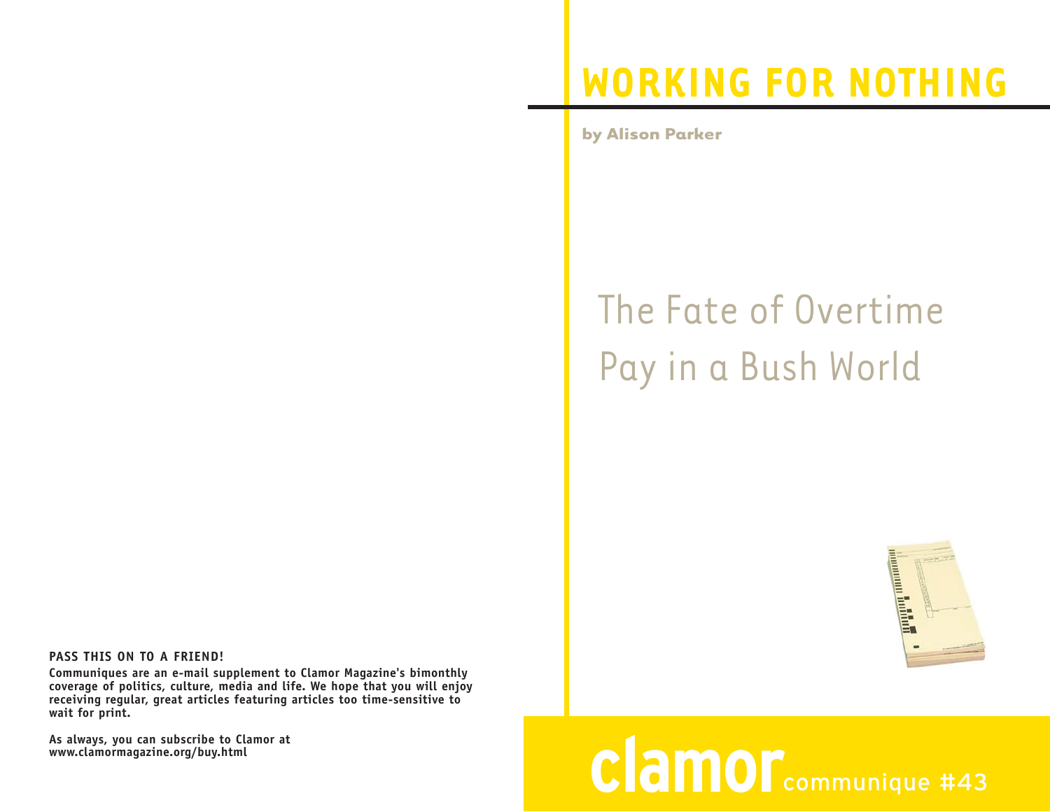# WORKING FOR NOTHING

**by Alison Parker**

## The Fate of Overtime Pay in a Bush World

**clamor** communique #43

**PASS THIS ON TO A FRIEND!**

**Communiques are an e-mail supplement to Clamor Magazine's bimonthly coverage of politics, culture, media and life. We hope that you will enjoy receiving regular, great articles featuring articles too time-sensitive to wait for print.**

**As always, you can subscribe to Clamor at www.clamormagazine.org/buy.html**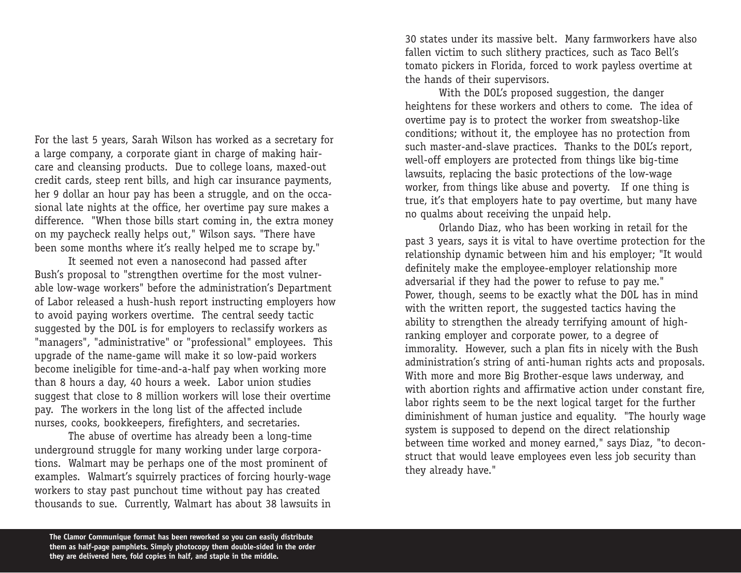For the last 5 years, Sarah Wilson has worked as a secretary for a large company, a corporate giant in charge of making haircare and cleansing products. Due to college loans, maxed-out credit cards, steep rent bills, and high car insurance payments, her 9 dollar an hour pay has been a struggle, and on the occasional late nights at the office, her overtime pay sure makes a difference. "When those bills start coming in, the extra money on my paycheck really helps out," Wilson says. "There have been some months where it's really helped me to scrape by."

It seemed not even a nanosecond had passed after Bush's proposal to "strengthen overtime for the most vulnerable low-wage workers" before the administration's Department of Labor released a hush-hush report instructing employers how to avoid paying workers overtime. The central seedy tactic suggested by the DOL is for employers to reclassify workers as "managers", "administrative" or "professional" employees. This upgrade of the name-game will make it so low-paid workers become ineligible for time-and-a-half pay when working more than 8 hours a day, 40 hours a week. Labor union studies suggest that close to 8 million workers will lose their overtime pay. The workers in the long list of the affected include nurses, cooks, bookkeepers, firefighters, and secretaries.

The abuse of overtime has already been a long-time underground struggle for many working under large corporations. Walmart may be perhaps one of the most prominent of examples. Walmart's squirrely practices of forcing hourly-wage workers to stay past punchout time without pay has created thousands to sue. Currently, Walmart has about 38 lawsuits in 30 states under its massive belt. Many farmworkers have also fallen victim to such slithery practices, such as Taco Bell's tomato pickers in Florida, forced to work payless overtime at the hands of their supervisors.

With the DOL's proposed suggestion, the danger heightens for these workers and others to come. The idea of overtime pay is to protect the worker from sweatshop-like conditions; without it, the employee has no protection from such master-and-slave practices. Thanks to the DOL's report, well-off employers are protected from things like big-time lawsuits, replacing the basic protections of the low-wage worker, from things like abuse and poverty. If one thing is true, it's that employers hate to pay overtime, but many have no qualms about receiving the unpaid help.

Orlando Diaz, who has been working in retail for the past 3 years, says it is vital to have overtime protection for the relationship dynamic between him and his employer; "It would definitely make the employee-employer relationship more adversarial if they had the power to refuse to pay me." Power, though, seems to be exactly what the DOL has in mind with the written report, the suggested tactics having the ability to strengthen the already terrifying amount of high-ranking employer and corporate power, to a degree of immorality. However, such a plan fits in nicely with the Bush administration's string of anti-human rights acts and proposals. With more and more Big Brother-esque laws underway, and with abortion rights and affirmative action under constant fire, labor rights seem to be the next logical target for the further diminishment of human justice and equality. "The hourly wage system is supposed to depend on the direct relationship between time worked and money earned," says Diaz, "to deconstruct that would leave employees even less job security than they already have."

**The Clamor Communique format has been reworked so you can easily distribute them as half-page pamphlets. Simply photocopy them double-sided in the order they are delivered here, fold copies in half, and staple in the middle.**